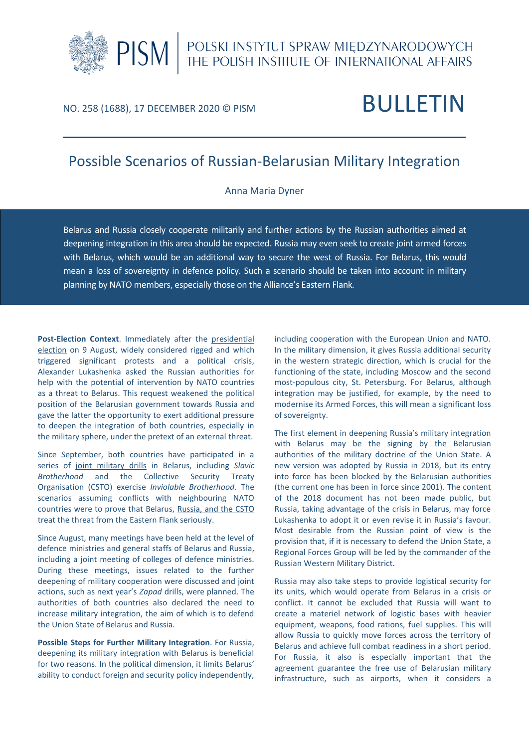POLSKI INSTYTUT SPRAW MIĘDZYNARODOWYCH
THE POLISH INSTITUTE OF INTERNATIONAL AFFAIRS

NO. 258 (1688), 17 DECEMBER 2020 © PISM

BULLETIN

# Possible Scenarios of Russian-Belarusian Military Integration

Anna Maria Dyner

Belarus and Russia closely cooperate militarily and further actions by the Russian authorities aimed at deepening integration in this area should be expected. Russia may even seek to create joint armed forces with Belarus, which would be an additional way to secure the west of Russia. For Belarus, this would mean a loss of sovereignty in defence policy. Such a scenario should be taken into account in military planning by NATO members, especially those on the Alliance's Eastern Flank.

**Post-Election Context**. Immediately after the presidential election on 9 August, widely considered rigged and which triggered significant protests and a political crisis, Alexander Lukashenka asked the Russian authorities for help with the potential of intervention by NATO countries as a threat to Belarus. This request weakened the political position of the Belarusian government towards Russia and gave the latter the opportunity to exert additional pressure to deepen the integration of both countries, especially in the military sphere, under the pretext of an external threat.

Since September, both countries have participated in a series of joint military drills in Belarus, including *Slavic Brotherhood* and the Collective Security Treaty Organisation (CSTO) exercise *Inviolable Brotherhood*. The scenarios assuming conflicts with neighbouring NATO countries were to prove that Belarus, Russia, and the CSTO treat the threat from the Eastern Flank seriously.

Since August, many meetings have been held at the level of defence ministries and general staffs of Belarus and Russia, including a joint meeting of colleges of defence ministries. During these meetings, issues related to the further deepening of military cooperation were discussed and joint actions, such as next year's *Zapad* drills, were planned. The authorities of both countries also declared the need to increase military integration, the aim of which is to defend the Union State of Belarus and Russia.

**Possible Steps for Further Military Integration**. For Russia, deepening its military integration with Belarus is beneficial for two reasons. In the political dimension, it limits Belarus' ability to conduct foreign and security policy independently, including cooperation with the European Union and NATO. In the military dimension, it gives Russia additional security in the western strategic direction, which is crucial for the functioning of the state, including Moscow and the second most-populous city, St. Petersburg. For Belarus, although integration may be justified, for example, by the need to modernise its Armed Forces, this will mean a significant loss of sovereignty.

The first element in deepening Russia's military integration with Belarus may be the signing by the Belarusian authorities of the military doctrine of the Union State. A new version was adopted by Russia in 2018, but its entry into force has been blocked by the Belarusian authorities (the current one has been in force since 2001). The content of the 2018 document has not been made public, but Russia, taking advantage of the crisis in Belarus, may force Lukashenka to adopt it or even revise it in Russia's favour. Most desirable from the Russian point of view is the provision that, if it is necessary to defend the Union State, a Regional Forces Group will be led by the commander of the Russian Western Military District.

Russia may also take steps to provide logistical security for its units, which would operate from Belarus in a crisis or conflict. It cannot be excluded that Russia will want to create a materiel network of logistic bases with heavier equipment, weapons, food rations, fuel supplies. This will allow Russia to quickly move forces across the territory of Belarus and achieve full combat readiness in a short period. For Russia, it also is especially important that the agreement guarantee the free use of Belarusian military infrastructure, such as airports, when it considers a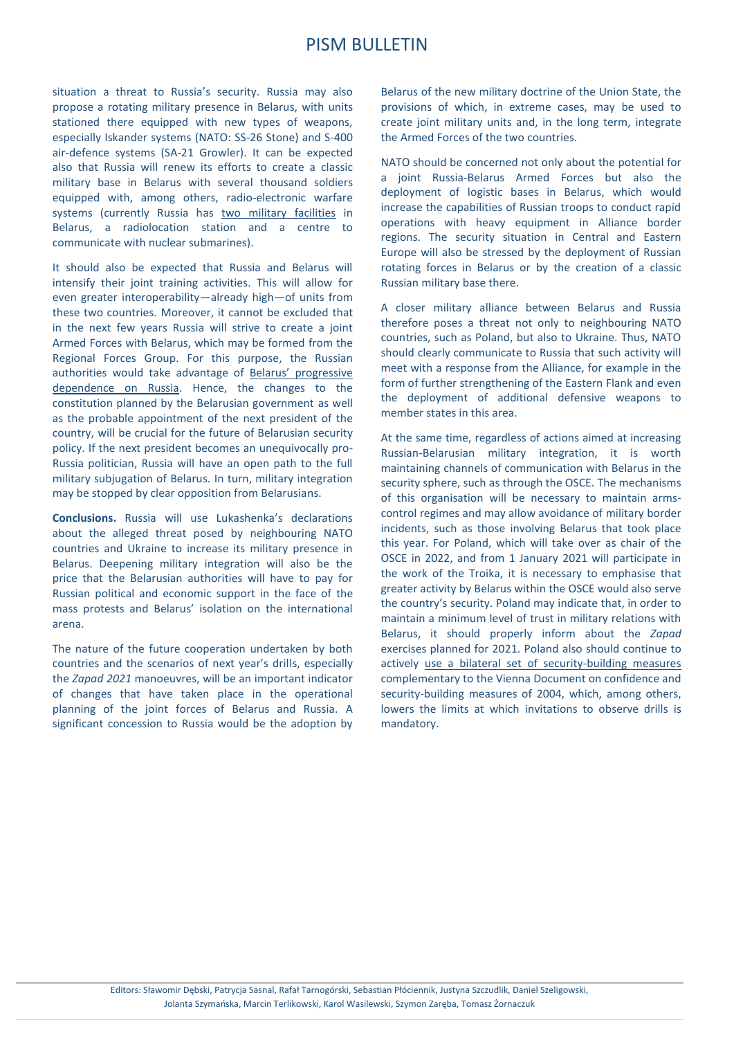situation a threat to Russia's security. Russia may also propose a rotating military presence in Belarus, with units stationed there equipped with new types of weapons, especially Iskander systems (NATO: SS-26 Stone) and S-400 air-defence systems (SA-21 Growler). It can be expected also that Russia will renew its efforts to create a classic military base in Belarus with several thousand soldiers equipped with, among others, radio-electronic warfare systems (currently Russia has two military facilities in Belarus, a radiolocation station and a centre to communicate with nuclear submarines).

It should also be expected that Russia and Belarus will intensify their joint training activities. This will allow for even greater interoperability—already high—of units from these two countries. Moreover, it cannot be excluded that in the next few years Russia will strive to create a joint Armed Forces with Belarus, which may be formed from the Regional Forces Group. For this purpose, the Russian authorities would take advantage of Belarus' progressive dependence on Russia. Hence, the changes to the constitution planned by the Belarusian government as well as the probable appointment of the next president of the country, will be crucial for the future of Belarusian security policy. If the next president becomes an unequivocally pro-Russia politician, Russia will have an open path to the full military subjugation of Belarus. In turn, military integration may be stopped by clear opposition from Belarusians.

**Conclusions.** Russia will use Lukashenka's declarations about the alleged threat posed by neighbouring NATO countries and Ukraine to increase its military presence in Belarus. Deepening military integration will also be the price that the Belarusian authorities will have to pay for Russian political and economic support in the face of the mass protests and Belarus' isolation on the international arena.

The nature of the future cooperation undertaken by both countries and the scenarios of next year's drills, especially the *Zapad 2021* manoeuvres, will be an important indicator of changes that have taken place in the operational planning of the joint forces of Belarus and Russia. A significant concession to Russia would be the adoption by Belarus of the new military doctrine of the Union State, the provisions of which, in extreme cases, may be used to create joint military units and, in the long term, integrate the Armed Forces of the two countries.

NATO should be concerned not only about the potential for a joint Russia-Belarus Armed Forces but also the deployment of logistic bases in Belarus, which would increase the capabilities of Russian troops to conduct rapid operations with heavy equipment in Alliance border regions. The security situation in Central and Eastern Europe will also be stressed by the deployment of Russian rotating forces in Belarus or by the creation of a classic Russian military base there.

A closer military alliance between Belarus and Russia therefore poses a threat not only to neighbouring NATO countries, such as Poland, but also to Ukraine. Thus, NATO should clearly communicate to Russia that such activity will meet with a response from the Alliance, for example in the form of further strengthening of the Eastern Flank and even the deployment of additional defensive weapons to member states in this area.

At the same time, regardless of actions aimed at increasing Russian-Belarusian military integration, it is worth maintaining channels of communication with Belarus in the security sphere, such as through the OSCE. The mechanisms of this organisation will be necessary to maintain arms-control regimes and may allow avoidance of military border incidents, such as those involving Belarus that took place this year. For Poland, which will take over as chair of the OSCE in 2022, and from 1 January 2021 will participate in the work of the Troika, it is necessary to emphasise that greater activity by Belarus within the OSCE would also serve the country's security. Poland may indicate that, in order to maintain a minimum level of trust in military relations with Belarus, it should properly inform about the *Zapad* exercises planned for 2021. Poland also should continue to actively use a bilateral set of security-building measures complementary to the Vienna Document on confidence and security-building measures of 2004, which, among others, lowers the limits at which invitations to observe drills is mandatory.

Editors: Sławomir Dębski, Patrycja Sasnal, Rafał Tarnogórski, Sebastian Płóciennik, Justyna Szczudlik, Daniel Szeligowski, Jolanta Szymańska, Marcin Terlikowski, Karol Wasilewski, Szymon Zaręba, Tomasz Żornaczuk